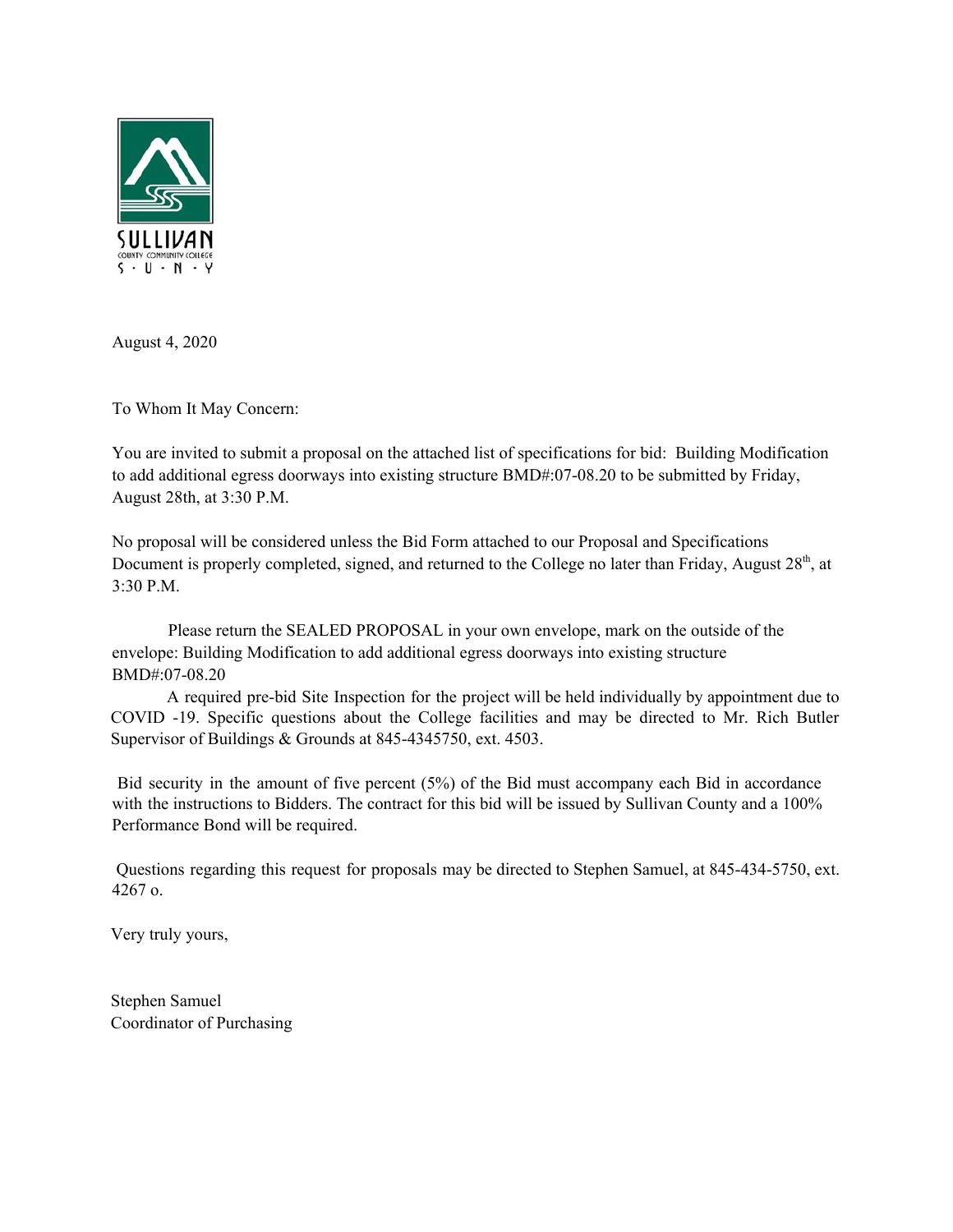SULLIVAN
COUNTY COMMUNITY COLLEGE
S · U · N · Y

August 4, 2020

To Whom It May Concern:

You are invited to submit a proposal on the attached list of specifications for bid: Building Modification to add additional egress doorways into existing structure BMD#:07-08.20 to be submitted by Friday, August 28th, at 3:30 P.M.

No proposal will be considered unless the Bid Form attached to our Proposal and Specifications Document is properly completed, signed, and returned to the College no later than Friday, August 28th, at 3:30 P.M.

Please return the SEALED PROPOSAL in your own envelope, mark on the outside of the envelope: Building Modification to add additional egress doorways into existing structure BMD#:07-08.20

A required pre-bid Site Inspection for the project will be held individually by appointment due to COVID -19. Specific questions about the College facilities and may be directed to Mr. Rich Butler Supervisor of Buildings & Grounds at 845-4345750, ext. 4503.

Bid security in the amount of five percent (5%) of the Bid must accompany each Bid in accordance with the instructions to Bidders. The contract for this bid will be issued by Sullivan County and a 100% Performance Bond will be required.

Questions regarding this request for proposals may be directed to Stephen Samuel, at 845-434-5750, ext. 4267 o.

Very truly yours,

Stephen Samuel
Coordinator of Purchasing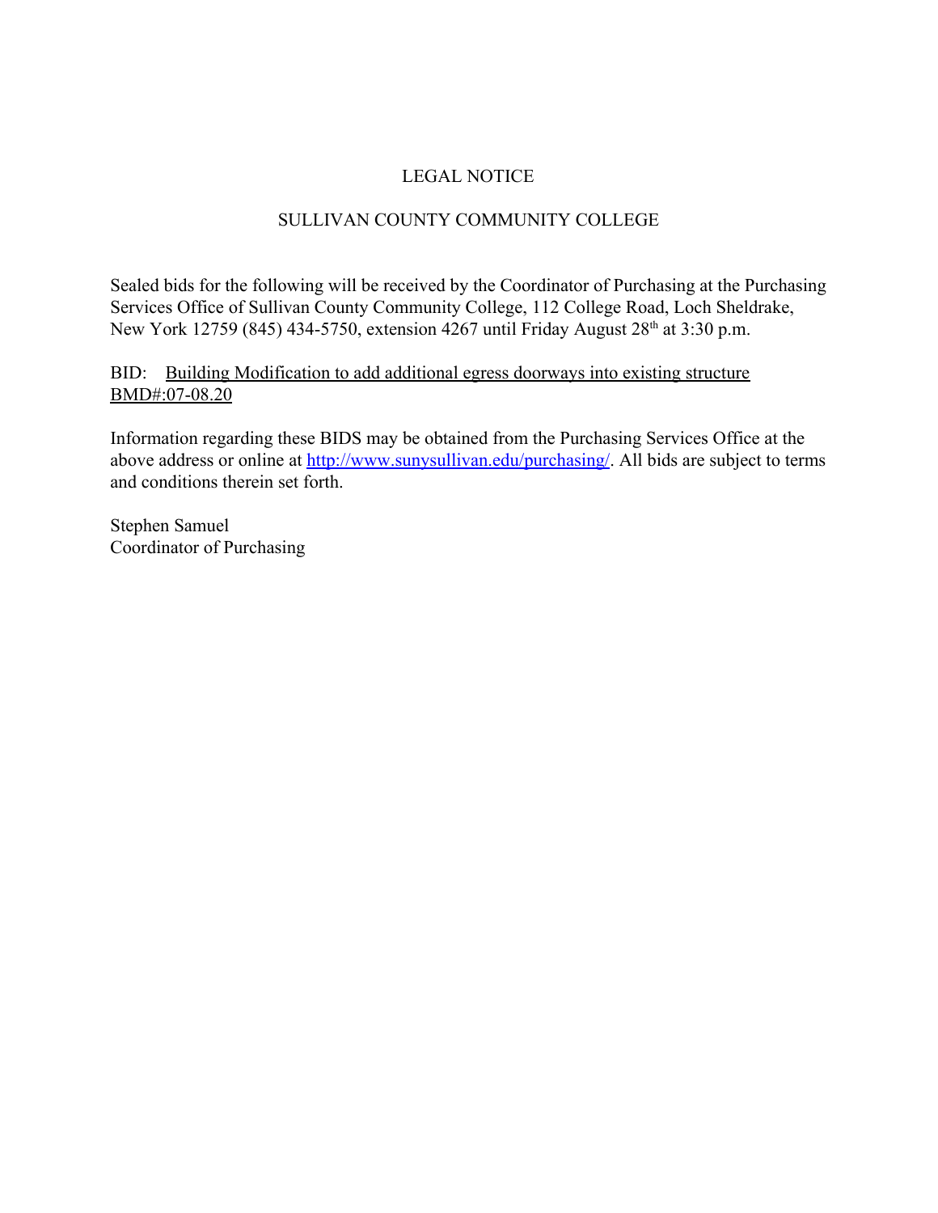# LEGAL NOTICE

## SULLIVAN COUNTY COMMUNITY COLLEGE

Sealed bids for the following will be received by the Coordinator of Purchasing at the Purchasing Services Office of Sullivan County Community College, 112 College Road, Loch Sheldrake, New York 12759 (845) 434-5750, extension 4267 until Friday August 28th at 3:30 p.m.

BID: Building Modification to add additional egress doorways into existing structure BMD#:07-08.20

Information regarding these BIDS may be obtained from the Purchasing Services Office at the above address or online at http://www.sunysullivan.edu/purchasing/. All bids are subject to terms and conditions therein set forth.

Stephen Samuel
Coordinator of Purchasing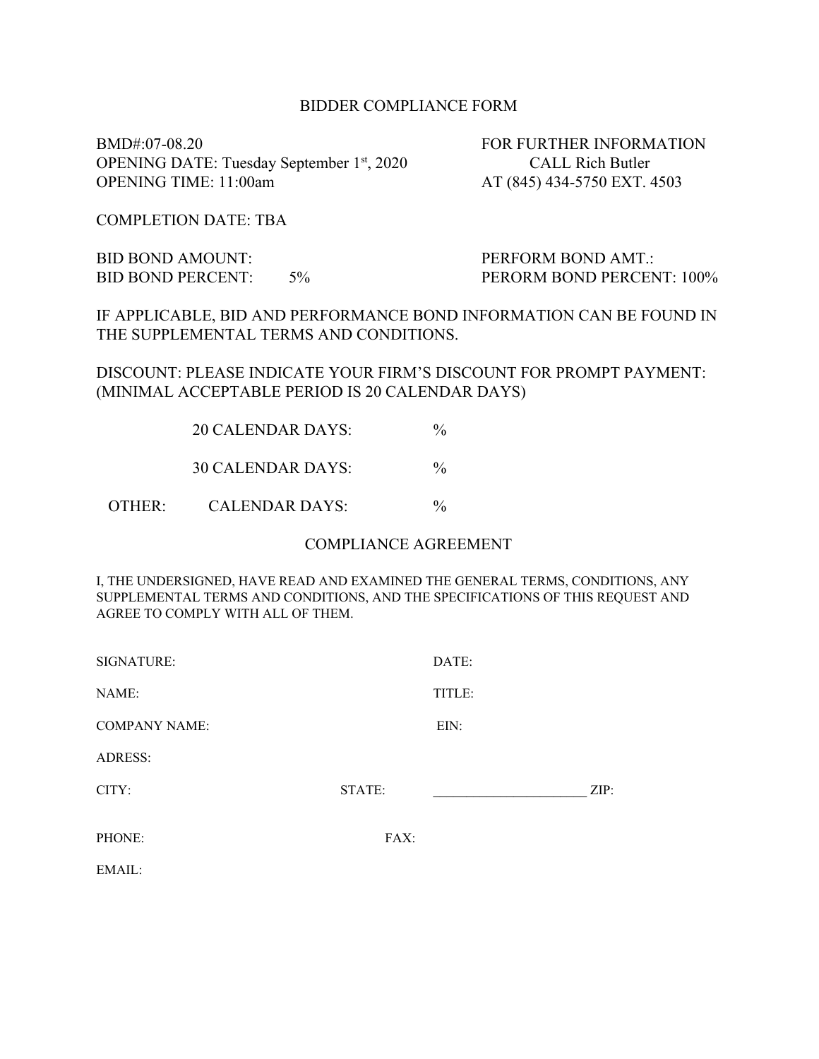# BIDDER COMPLIANCE FORM

BMD#:07-08.20
OPENING DATE: Tuesday September 1st, 2020
OPENING TIME: 11:00am

FOR FURTHER INFORMATION
CALL Rich Butler
AT (845) 434-5750 EXT. 4503

COMPLETION DATE: TBA

BID BOND AMOUNT:
BID BOND PERCENT: 5%

PERFORM BOND AMT.:
PERORM BOND PERCENT: 100%

IF APPLICABLE, BID AND PERFORMANCE BOND INFORMATION CAN BE FOUND IN THE SUPPLEMENTAL TERMS AND CONDITIONS.

DISCOUNT: PLEASE INDICATE YOUR FIRM'S DISCOUNT FOR PROMPT PAYMENT: (MINIMAL ACCEPTABLE PERIOD IS 20 CALENDAR DAYS)

20 CALENDAR DAYS: %

30 CALENDAR DAYS: %

OTHER: CALENDAR DAYS: %

## COMPLIANCE AGREEMENT

I, THE UNDERSIGNED, HAVE READ AND EXAMINED THE GENERAL TERMS, CONDITIONS, ANY SUPPLEMENTAL TERMS AND CONDITIONS, AND THE SPECIFICATIONS OF THIS REQUEST AND AGREE TO COMPLY WITH ALL OF THEM.

SIGNATURE: DATE:

NAME: TITLE:

COMPANY NAME: EIN:

ADRESS:

CITY: STATE: ______________________ ZIP:

PHONE: FAX:

EMAIL: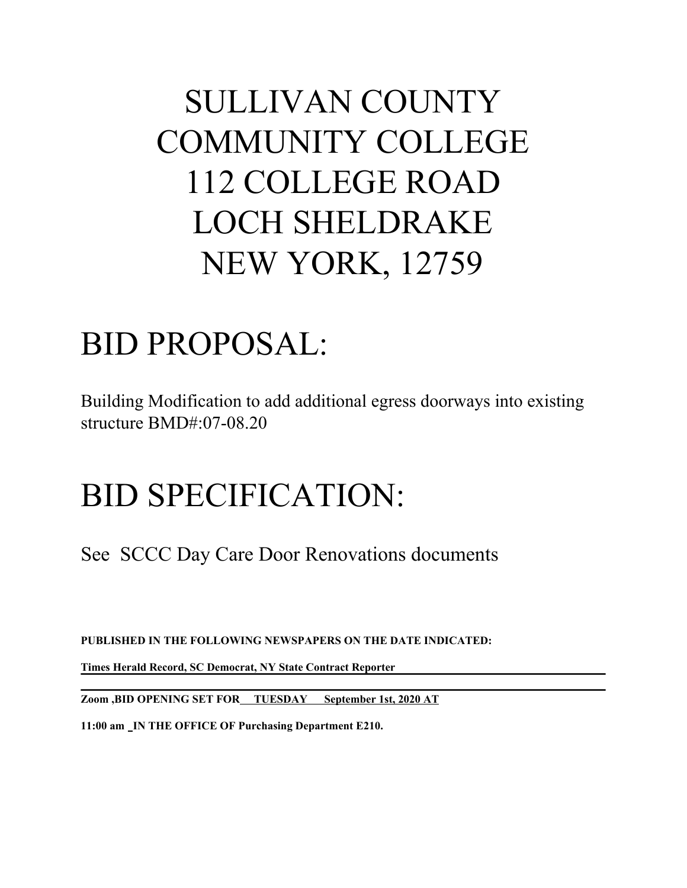# SULLIVAN COUNTY COMMUNITY COLLEGE 112 COLLEGE ROAD LOCH SHELDRAKE NEW YORK, 12759

# BID PROPOSAL:

Building Modification to add additional egress doorways into existing structure BMD#:07-08.20

# BID SPECIFICATION:

See SCCC Day Care Door Renovations documents

**PUBLISHED IN THE FOLLOWING NEWSPAPERS ON THE DATE INDICATED:**

**Times Herald Record, SC Democrat, NY State Contract Reporter**

**Zoom ,BID OPENING SET FOR TUESDAY September 1st, 2020 AT**

**11:00 am _IN THE OFFICE OF Purchasing Department E210.**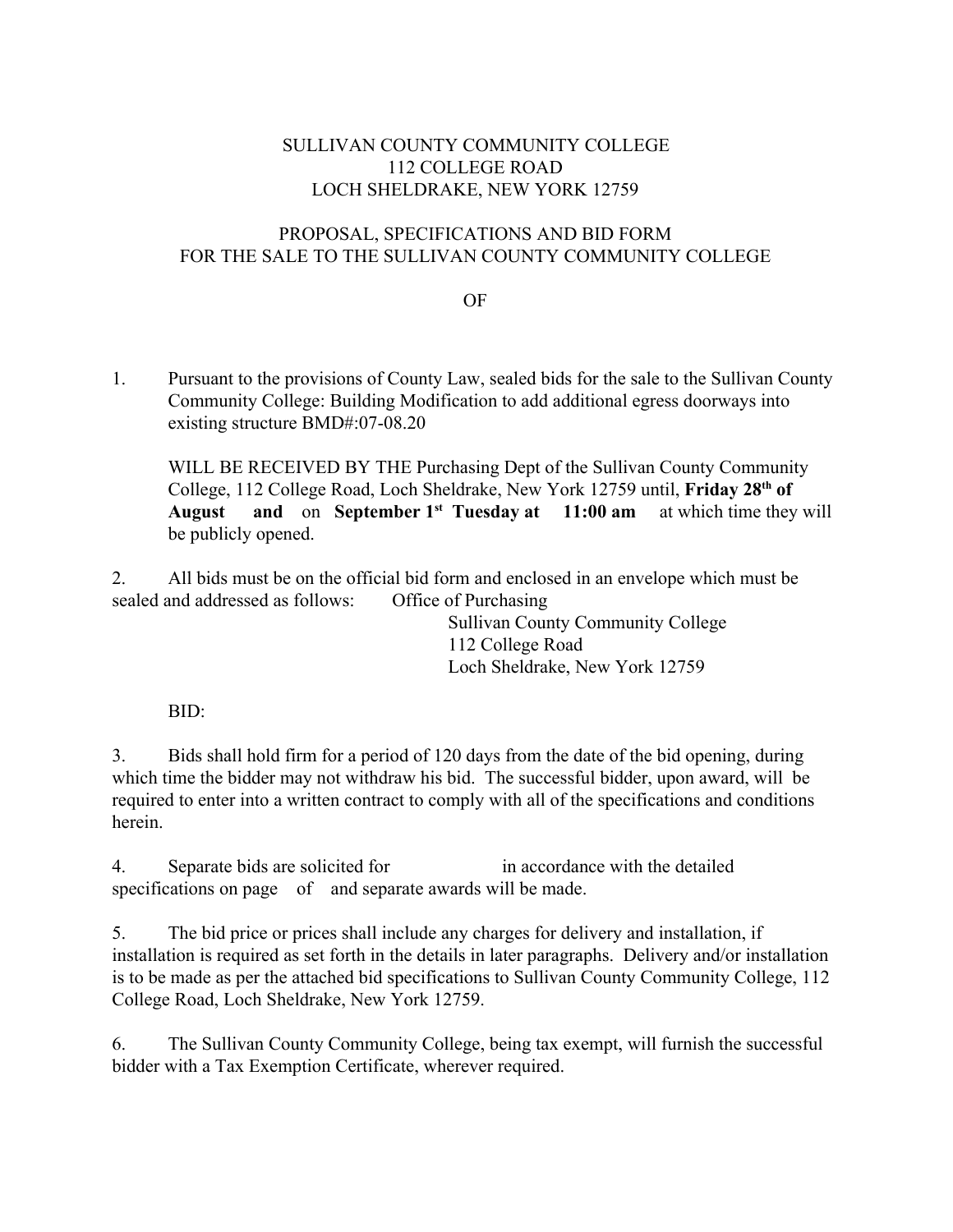SULLIVAN COUNTY COMMUNITY COLLEGE
112 COLLEGE ROAD
LOCH SHELDRAKE, NEW YORK 12759

PROPOSAL, SPECIFICATIONS AND BID FORM
FOR THE SALE TO THE SULLIVAN COUNTY COMMUNITY COLLEGE

OF

1. Pursuant to the provisions of County Law, sealed bids for the sale to the Sullivan County Community College: Building Modification to add additional egress doorways into existing structure BMD#:07-08.20

   WILL BE RECEIVED BY THE Purchasing Dept of the Sullivan County Community College, 112 College Road, Loch Sheldrake, New York 12759 until, **Friday 28th of August and** on **September 1st Tuesday at 11:00 am** at which time they will be publicly opened.

2. All bids must be on the official bid form and enclosed in an envelope which must be sealed and addressed as follows: Office of Purchasing
   Sullivan County Community College
   112 College Road
   Loch Sheldrake, New York 12759

   BID:

3. Bids shall hold firm for a period of 120 days from the date of the bid opening, during which time the bidder may not withdraw his bid. The successful bidder, upon award, will be required to enter into a written contract to comply with all of the specifications and conditions herein.

4. Separate bids are solicited for in accordance with the detailed specifications on page of and separate awards will be made.

5. The bid price or prices shall include any charges for delivery and installation, if installation is required as set forth in the details in later paragraphs. Delivery and/or installation is to be made as per the attached bid specifications to Sullivan County Community College, 112 College Road, Loch Sheldrake, New York 12759.

6. The Sullivan County Community College, being tax exempt, will furnish the successful bidder with a Tax Exemption Certificate, wherever required.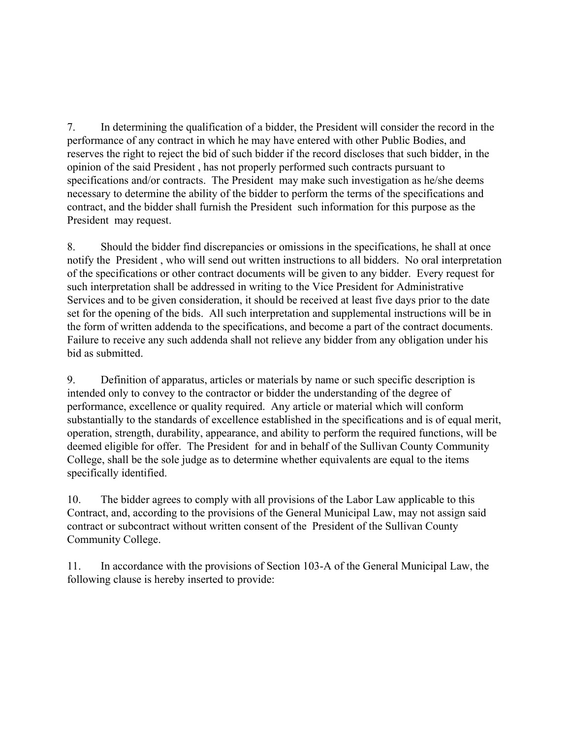7. In determining the qualification of a bidder, the President will consider the record in the performance of any contract in which he may have entered with other Public Bodies, and reserves the right to reject the bid of such bidder if the record discloses that such bidder, in the opinion of the said President , has not properly performed such contracts pursuant to specifications and/or contracts. The President may make such investigation as he/she deems necessary to determine the ability of the bidder to perform the terms of the specifications and contract, and the bidder shall furnish the President such information for this purpose as the President may request.

8. Should the bidder find discrepancies or omissions in the specifications, he shall at once notify the President , who will send out written instructions to all bidders. No oral interpretation of the specifications or other contract documents will be given to any bidder. Every request for such interpretation shall be addressed in writing to the Vice President for Administrative Services and to be given consideration, it should be received at least five days prior to the date set for the opening of the bids. All such interpretation and supplemental instructions will be in the form of written addenda to the specifications, and become a part of the contract documents. Failure to receive any such addenda shall not relieve any bidder from any obligation under his bid as submitted.

9. Definition of apparatus, articles or materials by name or such specific description is intended only to convey to the contractor or bidder the understanding of the degree of performance, excellence or quality required. Any article or material which will conform substantially to the standards of excellence established in the specifications and is of equal merit, operation, strength, durability, appearance, and ability to perform the required functions, will be deemed eligible for offer. The President for and in behalf of the Sullivan County Community College, shall be the sole judge as to determine whether equivalents are equal to the items specifically identified.

10. The bidder agrees to comply with all provisions of the Labor Law applicable to this Contract, and, according to the provisions of the General Municipal Law, may not assign said contract or subcontract without written consent of the President of the Sullivan County Community College.

11. In accordance with the provisions of Section 103-A of the General Municipal Law, the following clause is hereby inserted to provide: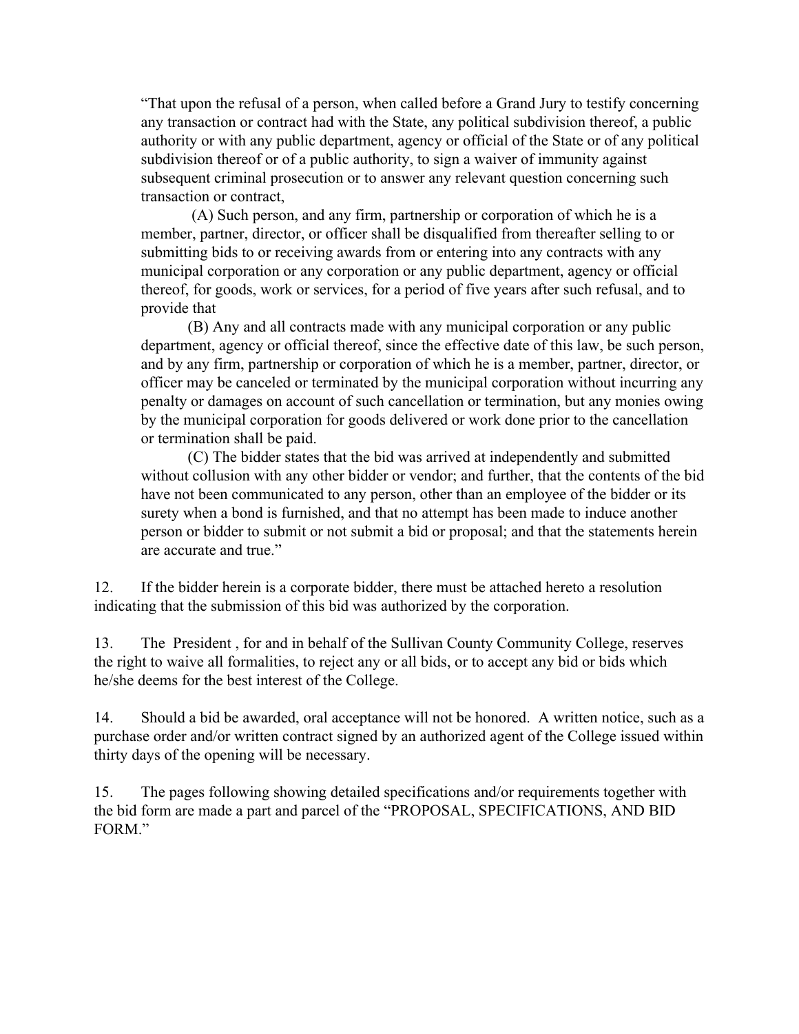"That upon the refusal of a person, when called before a Grand Jury to testify concerning any transaction or contract had with the State, any political subdivision thereof, a public authority or with any public department, agency or official of the State or of any political subdivision thereof or of a public authority, to sign a waiver of immunity against subsequent criminal prosecution or to answer any relevant question concerning such transaction or contract,

(A) Such person, and any firm, partnership or corporation of which he is a member, partner, director, or officer shall be disqualified from thereafter selling to or submitting bids to or receiving awards from or entering into any contracts with any municipal corporation or any corporation or any public department, agency or official thereof, for goods, work or services, for a period of five years after such refusal, and to provide that

(B) Any and all contracts made with any municipal corporation or any public department, agency or official thereof, since the effective date of this law, be such person, and by any firm, partnership or corporation of which he is a member, partner, director, or officer may be canceled or terminated by the municipal corporation without incurring any penalty or damages on account of such cancellation or termination, but any monies owing by the municipal corporation for goods delivered or work done prior to the cancellation or termination shall be paid.

(C) The bidder states that the bid was arrived at independently and submitted without collusion with any other bidder or vendor; and further, that the contents of the bid have not been communicated to any person, other than an employee of the bidder or its surety when a bond is furnished, and that no attempt has been made to induce another person or bidder to submit or not submit a bid or proposal; and that the statements herein are accurate and true."

12. If the bidder herein is a corporate bidder, there must be attached hereto a resolution indicating that the submission of this bid was authorized by the corporation.

13. The President , for and in behalf of the Sullivan County Community College, reserves the right to waive all formalities, to reject any or all bids, or to accept any bid or bids which he/she deems for the best interest of the College.

14. Should a bid be awarded, oral acceptance will not be honored. A written notice, such as a purchase order and/or written contract signed by an authorized agent of the College issued within thirty days of the opening will be necessary.

15. The pages following showing detailed specifications and/or requirements together with the bid form are made a part and parcel of the "PROPOSAL, SPECIFICATIONS, AND BID FORM."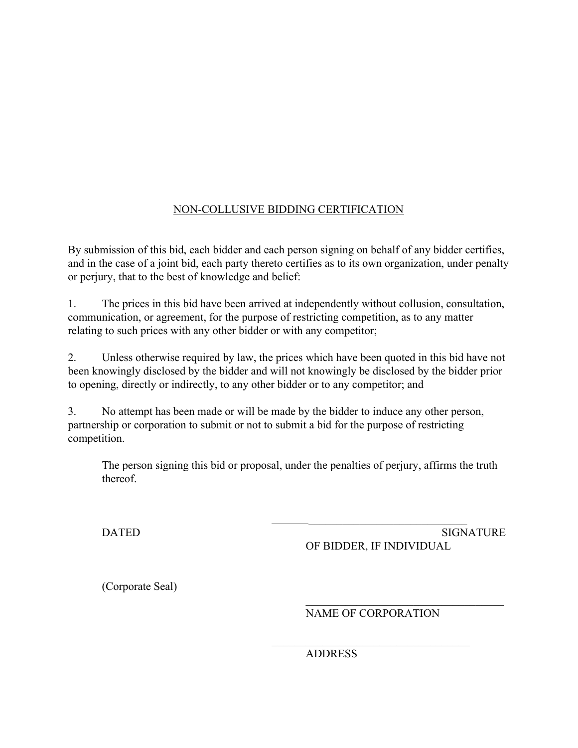# NON-COLLUSIVE BIDDING CERTIFICATION

By submission of this bid, each bidder and each person signing on behalf of any bidder certifies, and in the case of a joint bid, each party thereto certifies as to its own organization, under penalty or perjury, that to the best of knowledge and belief:

1. The prices in this bid have been arrived at independently without collusion, consultation, communication, or agreement, for the purpose of restricting competition, as to any matter relating to such prices with any other bidder or with any competitor;

2. Unless otherwise required by law, the prices which have been quoted in this bid have not been knowingly disclosed by the bidder and will not knowingly be disclosed by the bidder prior to opening, directly or indirectly, to any other bidder or to any competitor; and

3. No attempt has been made or will be made by the bidder to induce any other person, partnership or corporation to submit or not to submit a bid for the purpose of restricting competition.

The person signing this bid or proposal, under the penalties of perjury, affirms the truth thereof.

DATED

______________________________
SIGNATURE OF BIDDER, IF INDIVIDUAL

(Corporate Seal)

______________________________
NAME OF CORPORATION

______________________________
ADDRESS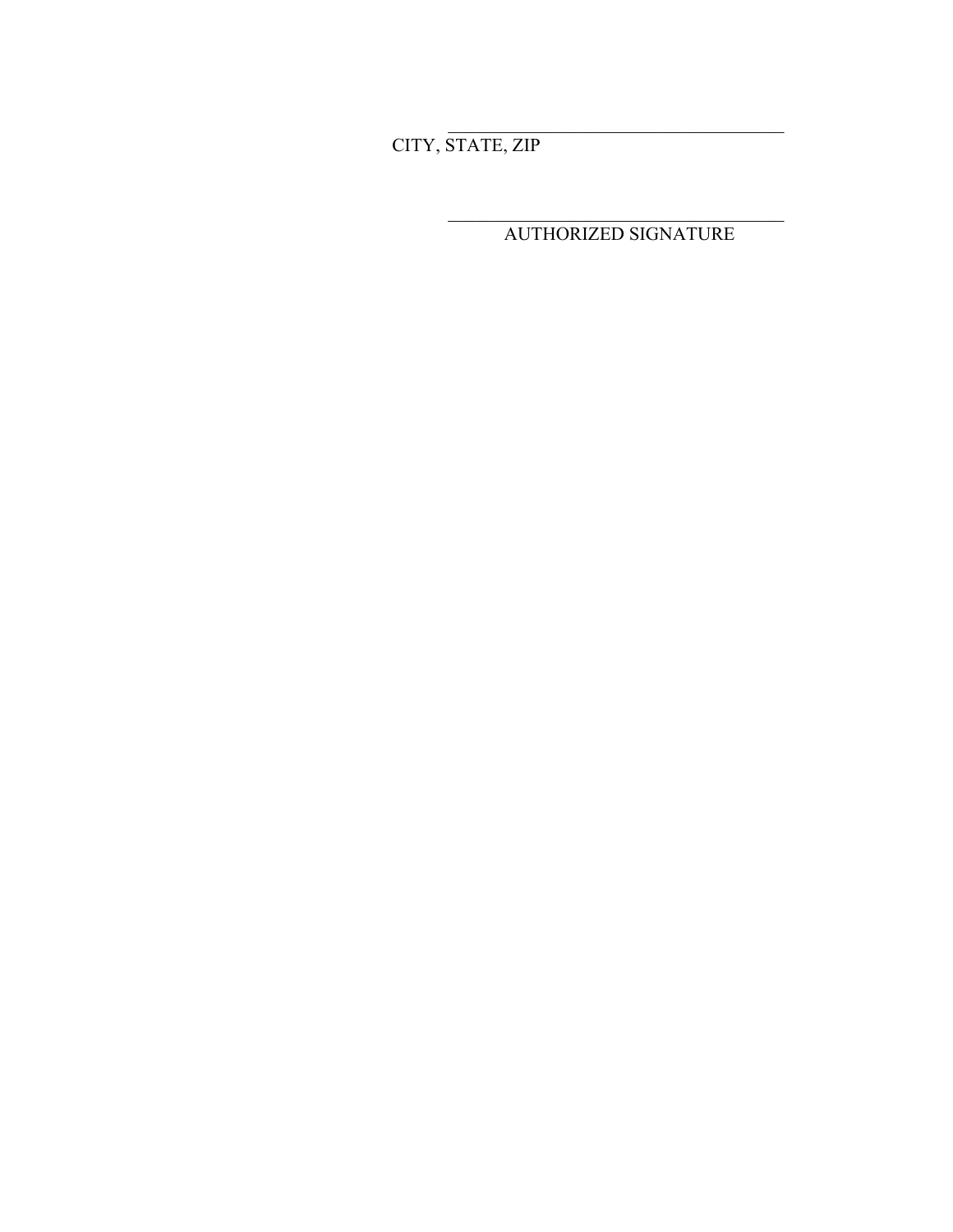\_\_\_\_\_\_\_\_\_\_\_\_\_\_\_\_\_\_\_\_\_\_\_\_\_\_\_\_\_\_\_\_\_\_\_\_\_\_\_\_

CITY, STATE, ZIP

\_\_\_\_\_\_\_\_\_\_\_\_\_\_\_\_\_\_\_\_\_\_\_\_\_\_\_\_\_\_\_\_\_\_\_\_\_\_\_\_

AUTHORIZED SIGNATURE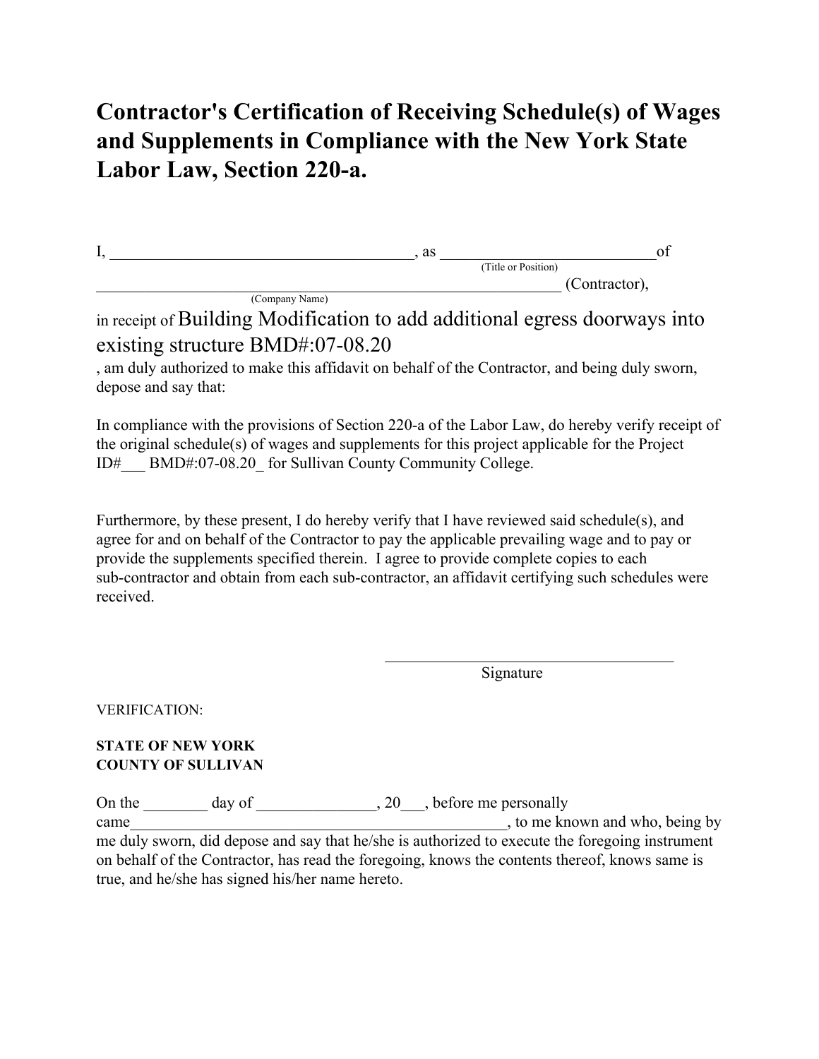# Contractor's Certification of Receiving Schedule(s) of Wages and Supplements in Compliance with the New York State Labor Law, Section 220-a.

I, ______________________________________, as __________________________ of
(Title or Position)

__________________________________________________________ (Contractor),
(Company Name)

in receipt of Building Modification to add additional egress doorways into existing structure BMD#:07-08.20
, am duly authorized to make this affidavit on behalf of the Contractor, and being duly sworn, depose and say that:

In compliance with the provisions of Section 220-a of the Labor Law, do hereby verify receipt of the original schedule(s) of wages and supplements for this project applicable for the Project ID#___ BMD#:07-08.20_ for Sullivan County Community College.

Furthermore, by these present, I do hereby verify that I have reviewed said schedule(s), and agree for and on behalf of the Contractor to pay the applicable prevailing wage and to pay or provide the supplements specified therein. I agree to provide complete copies to each sub-contractor and obtain from each sub-contractor, an affidavit certifying such schedules were received.

_____________________________________
Signature

VERIFICATION:

**STATE OF NEW YORK**
**COUNTY OF SULLIVAN**

On the ________ day of _______________, 20___, before me personally came_________________________________________________, to me known and who, being by me duly sworn, did depose and say that he/she is authorized to execute the foregoing instrument on behalf of the Contractor, has read the foregoing, knows the contents thereof, knows same is true, and he/she has signed his/her name hereto.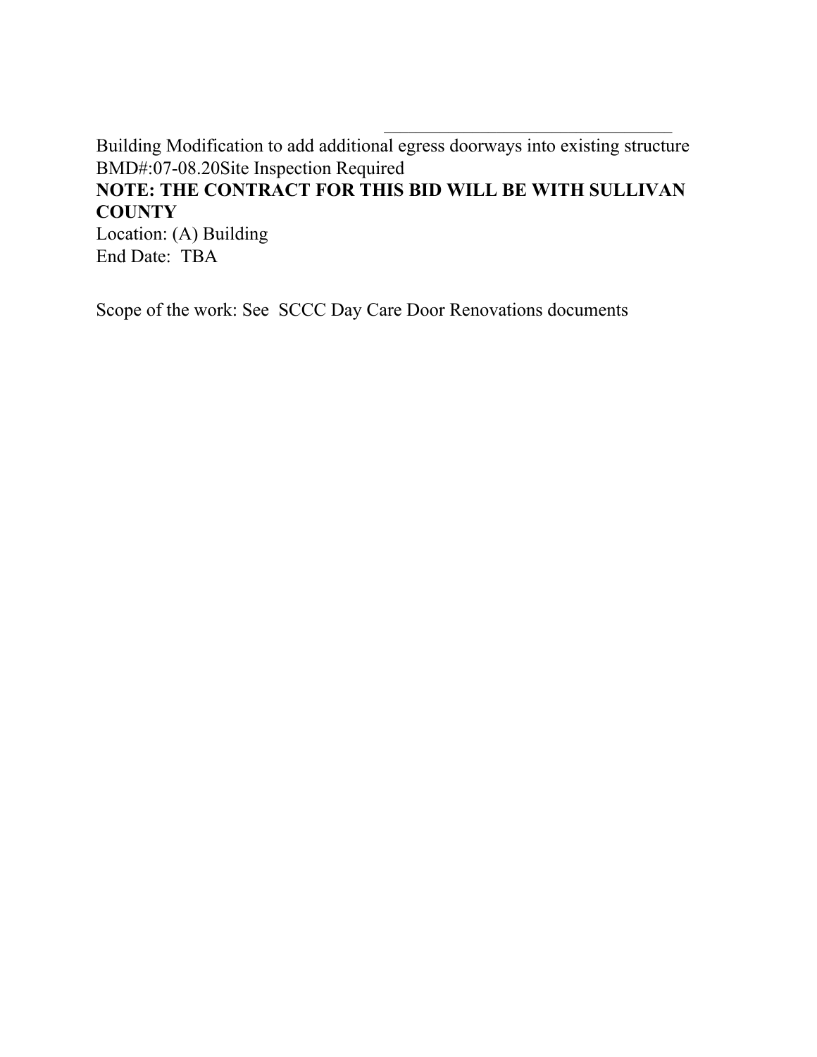Building Modification to add additional egress doorways into existing structure
BMD#:07-08.20Site Inspection Required
**NOTE: THE CONTRACT FOR THIS BID WILL BE WITH SULLIVAN COUNTY**
Location: (A) Building
End Date: TBA

Scope of the work: See SCCC Day Care Door Renovations documents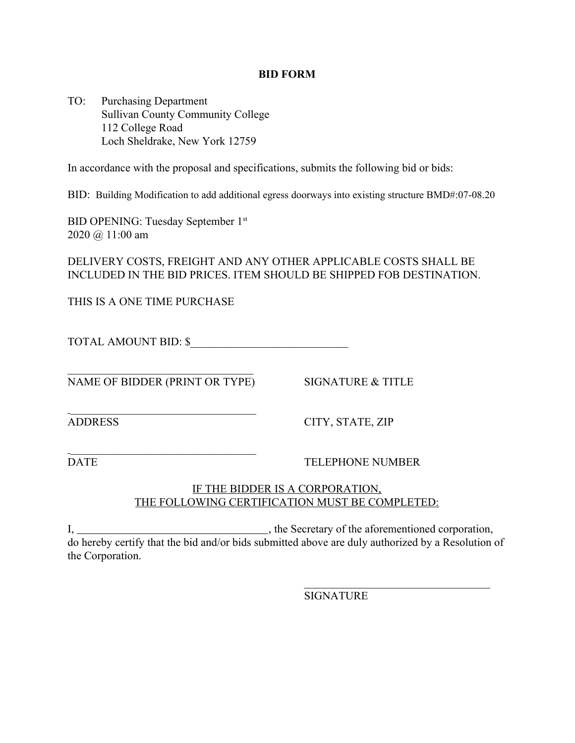# BID FORM

TO: Purchasing Department
Sullivan County Community College
112 College Road
Loch Sheldrake, New York 12759

In accordance with the proposal and specifications, submits the following bid or bids:

BID: Building Modification to add additional egress doorways into existing structure BMD#:07-08.20

BID OPENING: Tuesday September 1st
2020 @ 11:00 am

DELIVERY COSTS, FREIGHT AND ANY OTHER APPLICABLE COSTS SHALL BE INCLUDED IN THE BID PRICES. ITEM SHOULD BE SHIPPED FOB DESTINATION.

THIS IS A ONE TIME PURCHASE

TOTAL AMOUNT BID: $____________________________

__________________________________
NAME OF BIDDER (PRINT OR TYPE) SIGNATURE & TITLE

__________________________________
ADDRESS CITY, STATE, ZIP

__________________________________
DATE TELEPHONE NUMBER

IF THE BIDDER IS A CORPORATION,
THE FOLLOWING CERTIFICATION MUST BE COMPLETED:

I, __________________________________, the Secretary of the aforementioned corporation, do hereby certify that the bid and/or bids submitted above are duly authorized by a Resolution of the Corporation.

__________________________________
SIGNATURE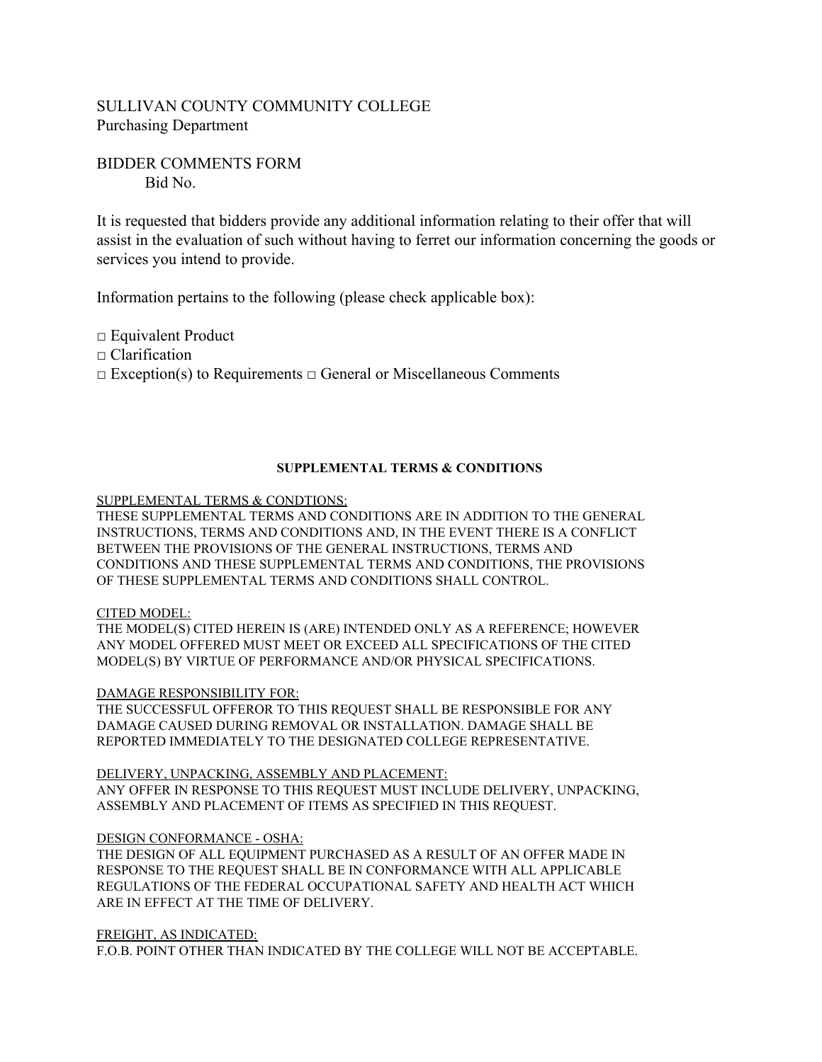SULLIVAN COUNTY COMMUNITY COLLEGE
Purchasing Department

BIDDER COMMENTS FORM
Bid No.

It is requested that bidders provide any additional information relating to their offer that will assist in the evaluation of such without having to ferret our information concerning the goods or services you intend to provide.

Information pertains to the following (please check applicable box):

□ Equivalent Product
□ Clarification
□ Exception(s) to Requirements □ General or Miscellaneous Comments

**SUPPLEMENTAL TERMS & CONDITIONS**

SUPPLEMENTAL TERMS & CONDTIONS:
THESE SUPPLEMENTAL TERMS AND CONDITIONS ARE IN ADDITION TO THE GENERAL INSTRUCTIONS, TERMS AND CONDITIONS AND, IN THE EVENT THERE IS A CONFLICT BETWEEN THE PROVISIONS OF THE GENERAL INSTRUCTIONS, TERMS AND CONDITIONS AND THESE SUPPLEMENTAL TERMS AND CONDITIONS, THE PROVISIONS OF THESE SUPPLEMENTAL TERMS AND CONDITIONS SHALL CONTROL.

CITED MODEL:
THE MODEL(S) CITED HEREIN IS (ARE) INTENDED ONLY AS A REFERENCE; HOWEVER ANY MODEL OFFERED MUST MEET OR EXCEED ALL SPECIFICATIONS OF THE CITED MODEL(S) BY VIRTUE OF PERFORMANCE AND/OR PHYSICAL SPECIFICATIONS.

DAMAGE RESPONSIBILITY FOR:
THE SUCCESSFUL OFFEROR TO THIS REQUEST SHALL BE RESPONSIBLE FOR ANY DAMAGE CAUSED DURING REMOVAL OR INSTALLATION. DAMAGE SHALL BE REPORTED IMMEDIATELY TO THE DESIGNATED COLLEGE REPRESENTATIVE.

DELIVERY, UNPACKING, ASSEMBLY AND PLACEMENT:
ANY OFFER IN RESPONSE TO THIS REQUEST MUST INCLUDE DELIVERY, UNPACKING, ASSEMBLY AND PLACEMENT OF ITEMS AS SPECIFIED IN THIS REQUEST.

DESIGN CONFORMANCE - OSHA:
THE DESIGN OF ALL EQUIPMENT PURCHASED AS A RESULT OF AN OFFER MADE IN RESPONSE TO THE REQUEST SHALL BE IN CONFORMANCE WITH ALL APPLICABLE REGULATIONS OF THE FEDERAL OCCUPATIONAL SAFETY AND HEALTH ACT WHICH ARE IN EFFECT AT THE TIME OF DELIVERY.

FREIGHT, AS INDICATED:
F.O.B. POINT OTHER THAN INDICATED BY THE COLLEGE WILL NOT BE ACCEPTABLE.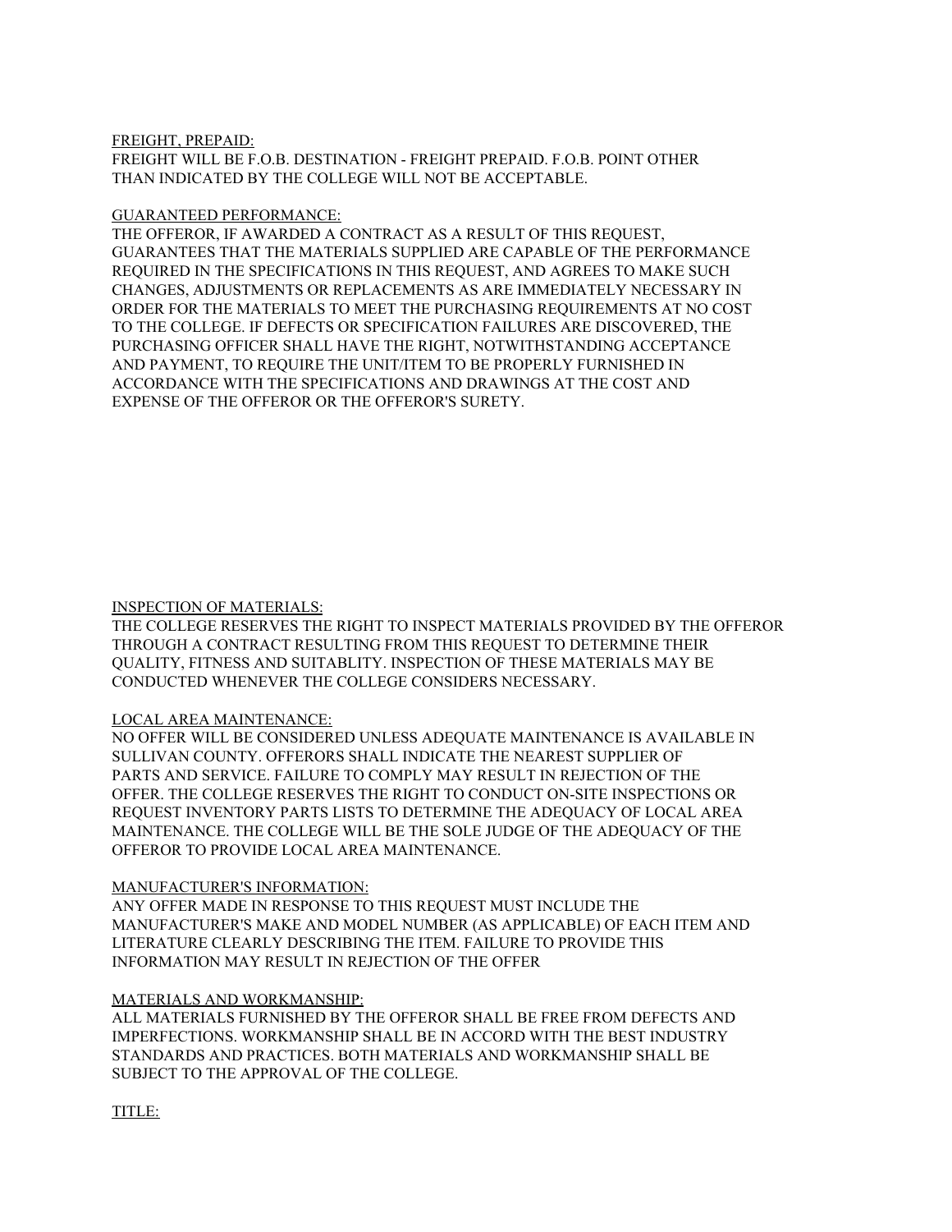FREIGHT, PREPAID:

FREIGHT WILL BE F.O.B. DESTINATION - FREIGHT PREPAID. F.O.B. POINT OTHER THAN INDICATED BY THE COLLEGE WILL NOT BE ACCEPTABLE.

GUARANTEED PERFORMANCE:

THE OFFEROR, IF AWARDED A CONTRACT AS A RESULT OF THIS REQUEST, GUARANTEES THAT THE MATERIALS SUPPLIED ARE CAPABLE OF THE PERFORMANCE REQUIRED IN THE SPECIFICATIONS IN THIS REQUEST, AND AGREES TO MAKE SUCH CHANGES, ADJUSTMENTS OR REPLACEMENTS AS ARE IMMEDIATELY NECESSARY IN ORDER FOR THE MATERIALS TO MEET THE PURCHASING REQUIREMENTS AT NO COST TO THE COLLEGE. IF DEFECTS OR SPECIFICATION FAILURES ARE DISCOVERED, THE PURCHASING OFFICER SHALL HAVE THE RIGHT, NOTWITHSTANDING ACCEPTANCE AND PAYMENT, TO REQUIRE THE UNIT/ITEM TO BE PROPERLY FURNISHED IN ACCORDANCE WITH THE SPECIFICATIONS AND DRAWINGS AT THE COST AND EXPENSE OF THE OFFEROR OR THE OFFEROR'S SURETY.

INSPECTION OF MATERIALS:

THE COLLEGE RESERVES THE RIGHT TO INSPECT MATERIALS PROVIDED BY THE OFFEROR THROUGH A CONTRACT RESULTING FROM THIS REQUEST TO DETERMINE THEIR QUALITY, FITNESS AND SUITABLITY. INSPECTION OF THESE MATERIALS MAY BE CONDUCTED WHENEVER THE COLLEGE CONSIDERS NECESSARY.

LOCAL AREA MAINTENANCE:

NO OFFER WILL BE CONSIDERED UNLESS ADEQUATE MAINTENANCE IS AVAILABLE IN SULLIVAN COUNTY. OFFERORS SHALL INDICATE THE NEAREST SUPPLIER OF PARTS AND SERVICE. FAILURE TO COMPLY MAY RESULT IN REJECTION OF THE OFFER. THE COLLEGE RESERVES THE RIGHT TO CONDUCT ON-SITE INSPECTIONS OR REQUEST INVENTORY PARTS LISTS TO DETERMINE THE ADEQUACY OF LOCAL AREA MAINTENANCE. THE COLLEGE WILL BE THE SOLE JUDGE OF THE ADEQUACY OF THE OFFEROR TO PROVIDE LOCAL AREA MAINTENANCE.

MANUFACTURER'S INFORMATION:

ANY OFFER MADE IN RESPONSE TO THIS REQUEST MUST INCLUDE THE MANUFACTURER'S MAKE AND MODEL NUMBER (AS APPLICABLE) OF EACH ITEM AND LITERATURE CLEARLY DESCRIBING THE ITEM. FAILURE TO PROVIDE THIS INFORMATION MAY RESULT IN REJECTION OF THE OFFER

MATERIALS AND WORKMANSHIP:

ALL MATERIALS FURNISHED BY THE OFFEROR SHALL BE FREE FROM DEFECTS AND IMPERFECTIONS. WORKMANSHIP SHALL BE IN ACCORD WITH THE BEST INDUSTRY STANDARDS AND PRACTICES. BOTH MATERIALS AND WORKMANSHIP SHALL BE SUBJECT TO THE APPROVAL OF THE COLLEGE.

TITLE: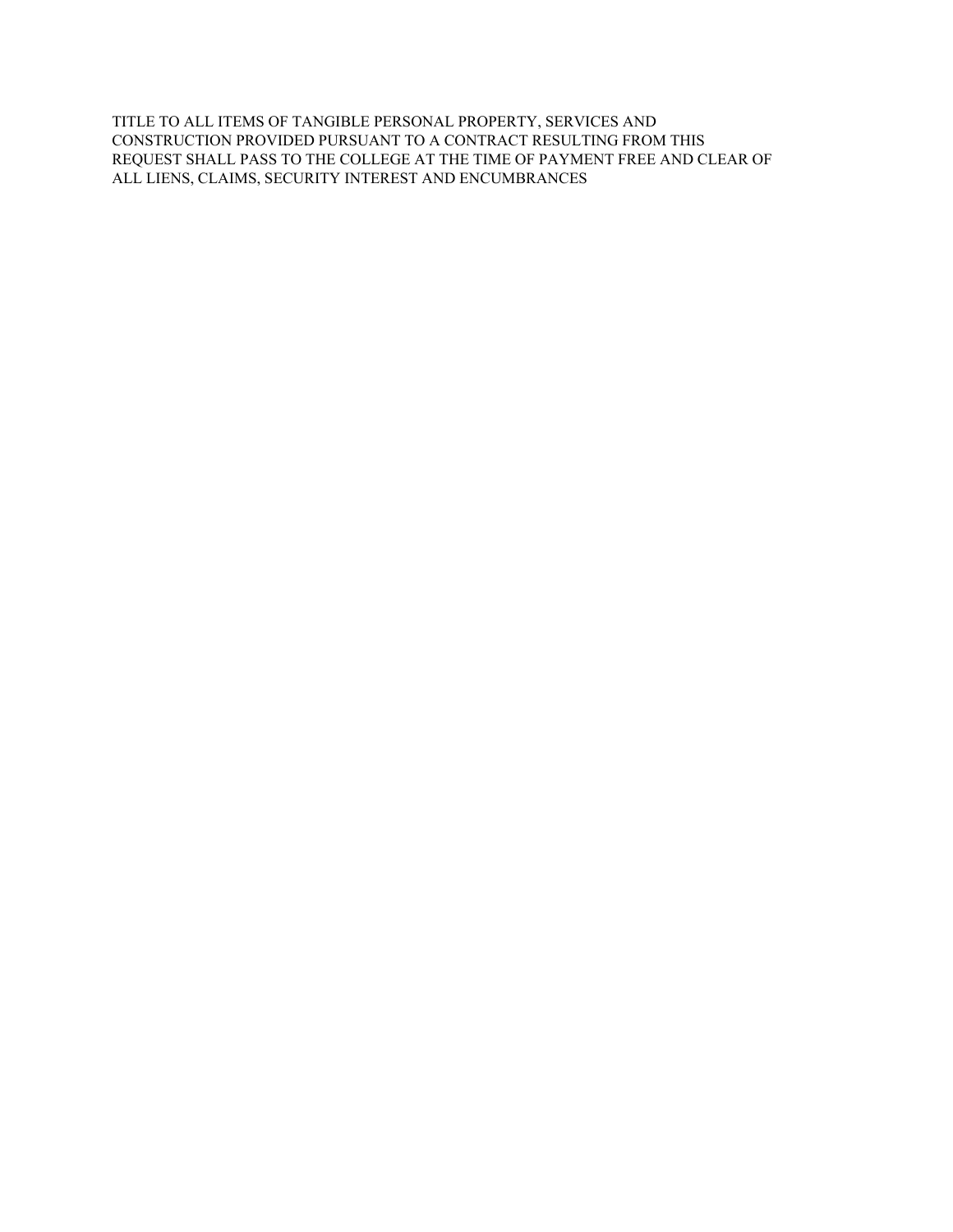TITLE TO ALL ITEMS OF TANGIBLE PERSONAL PROPERTY, SERVICES AND CONSTRUCTION PROVIDED PURSUANT TO A CONTRACT RESULTING FROM THIS REQUEST SHALL PASS TO THE COLLEGE AT THE TIME OF PAYMENT FREE AND CLEAR OF ALL LIENS, CLAIMS, SECURITY INTEREST AND ENCUMBRANCES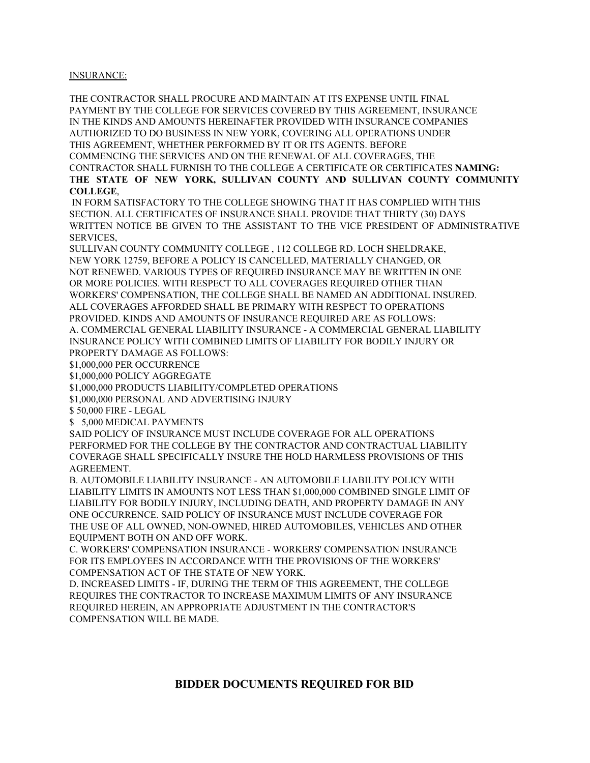INSURANCE:

THE CONTRACTOR SHALL PROCURE AND MAINTAIN AT ITS EXPENSE UNTIL FINAL PAYMENT BY THE COLLEGE FOR SERVICES COVERED BY THIS AGREEMENT, INSURANCE IN THE KINDS AND AMOUNTS HEREINAFTER PROVIDED WITH INSURANCE COMPANIES AUTHORIZED TO DO BUSINESS IN NEW YORK, COVERING ALL OPERATIONS UNDER THIS AGREEMENT, WHETHER PERFORMED BY IT OR ITS AGENTS. BEFORE COMMENCING THE SERVICES AND ON THE RENEWAL OF ALL COVERAGES, THE CONTRACTOR SHALL FURNISH TO THE COLLEGE A CERTIFICATE OR CERTIFICATES **NAMING: THE STATE OF NEW YORK, SULLIVAN COUNTY AND SULLIVAN COUNTY COMMUNITY COLLEGE**,

IN FORM SATISFACTORY TO THE COLLEGE SHOWING THAT IT HAS COMPLIED WITH THIS SECTION. ALL CERTIFICATES OF INSURANCE SHALL PROVIDE THAT THIRTY (30) DAYS WRITTEN NOTICE BE GIVEN TO THE ASSISTANT TO THE VICE PRESIDENT OF ADMINISTRATIVE SERVICES,

SULLIVAN COUNTY COMMUNITY COLLEGE , 112 COLLEGE RD. LOCH SHELDRAKE, NEW YORK 12759, BEFORE A POLICY IS CANCELLED, MATERIALLY CHANGED, OR NOT RENEWED. VARIOUS TYPES OF REQUIRED INSURANCE MAY BE WRITTEN IN ONE OR MORE POLICIES. WITH RESPECT TO ALL COVERAGES REQUIRED OTHER THAN WORKERS' COMPENSATION, THE COLLEGE SHALL BE NAMED AN ADDITIONAL INSURED. ALL COVERAGES AFFORDED SHALL BE PRIMARY WITH RESPECT TO OPERATIONS PROVIDED. KINDS AND AMOUNTS OF INSURANCE REQUIRED ARE AS FOLLOWS:

A. COMMERCIAL GENERAL LIABILITY INSURANCE - A COMMERCIAL GENERAL LIABILITY INSURANCE POLICY WITH COMBINED LIMITS OF LIABILITY FOR BODILY INJURY OR PROPERTY DAMAGE AS FOLLOWS:

$1,000,000 PER OCCURRENCE

$1,000,000 POLICY AGGREGATE

$1,000,000 PRODUCTS LIABILITY/COMPLETED OPERATIONS

$1,000,000 PERSONAL AND ADVERTISING INJURY

$ 50,000 FIRE - LEGAL

$ 5,000 MEDICAL PAYMENTS

SAID POLICY OF INSURANCE MUST INCLUDE COVERAGE FOR ALL OPERATIONS PERFORMED FOR THE COLLEGE BY THE CONTRACTOR AND CONTRACTUAL LIABILITY COVERAGE SHALL SPECIFICALLY INSURE THE HOLD HARMLESS PROVISIONS OF THIS AGREEMENT.

B. AUTOMOBILE LIABILITY INSURANCE - AN AUTOMOBILE LIABILITY POLICY WITH LIABILITY LIMITS IN AMOUNTS NOT LESS THAN $1,000,000 COMBINED SINGLE LIMIT OF LIABILITY FOR BODILY INJURY, INCLUDING DEATH, AND PROPERTY DAMAGE IN ANY ONE OCCURRENCE. SAID POLICY OF INSURANCE MUST INCLUDE COVERAGE FOR THE USE OF ALL OWNED, NON-OWNED, HIRED AUTOMOBILES, VEHICLES AND OTHER EQUIPMENT BOTH ON AND OFF WORK.

C. WORKERS' COMPENSATION INSURANCE - WORKERS' COMPENSATION INSURANCE FOR ITS EMPLOYEES IN ACCORDANCE WITH THE PROVISIONS OF THE WORKERS' COMPENSATION ACT OF THE STATE OF NEW YORK.

D. INCREASED LIMITS - IF, DURING THE TERM OF THIS AGREEMENT, THE COLLEGE REQUIRES THE CONTRACTOR TO INCREASE MAXIMUM LIMITS OF ANY INSURANCE REQUIRED HEREIN, AN APPROPRIATE ADJUSTMENT IN THE CONTRACTOR'S COMPENSATION WILL BE MADE.

## BIDDER DOCUMENTS REQUIRED FOR BID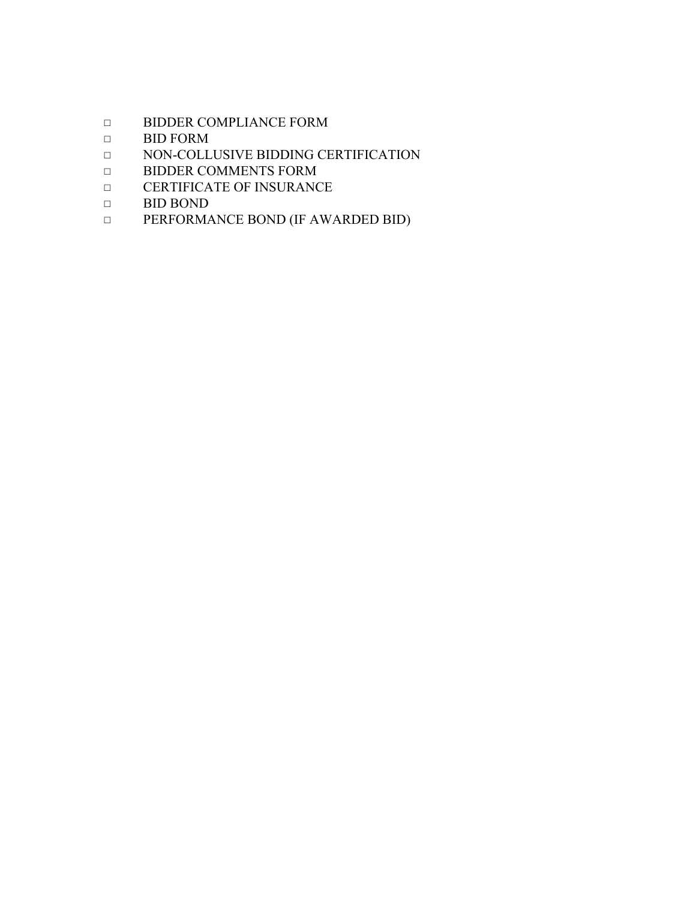- □ BIDDER COMPLIANCE FORM
- □ BID FORM
- □ NON-COLLUSIVE BIDDING CERTIFICATION
- □ BIDDER COMMENTS FORM
- □ CERTIFICATE OF INSURANCE
- □ BID BOND
- □ PERFORMANCE BOND (IF AWARDED BID)